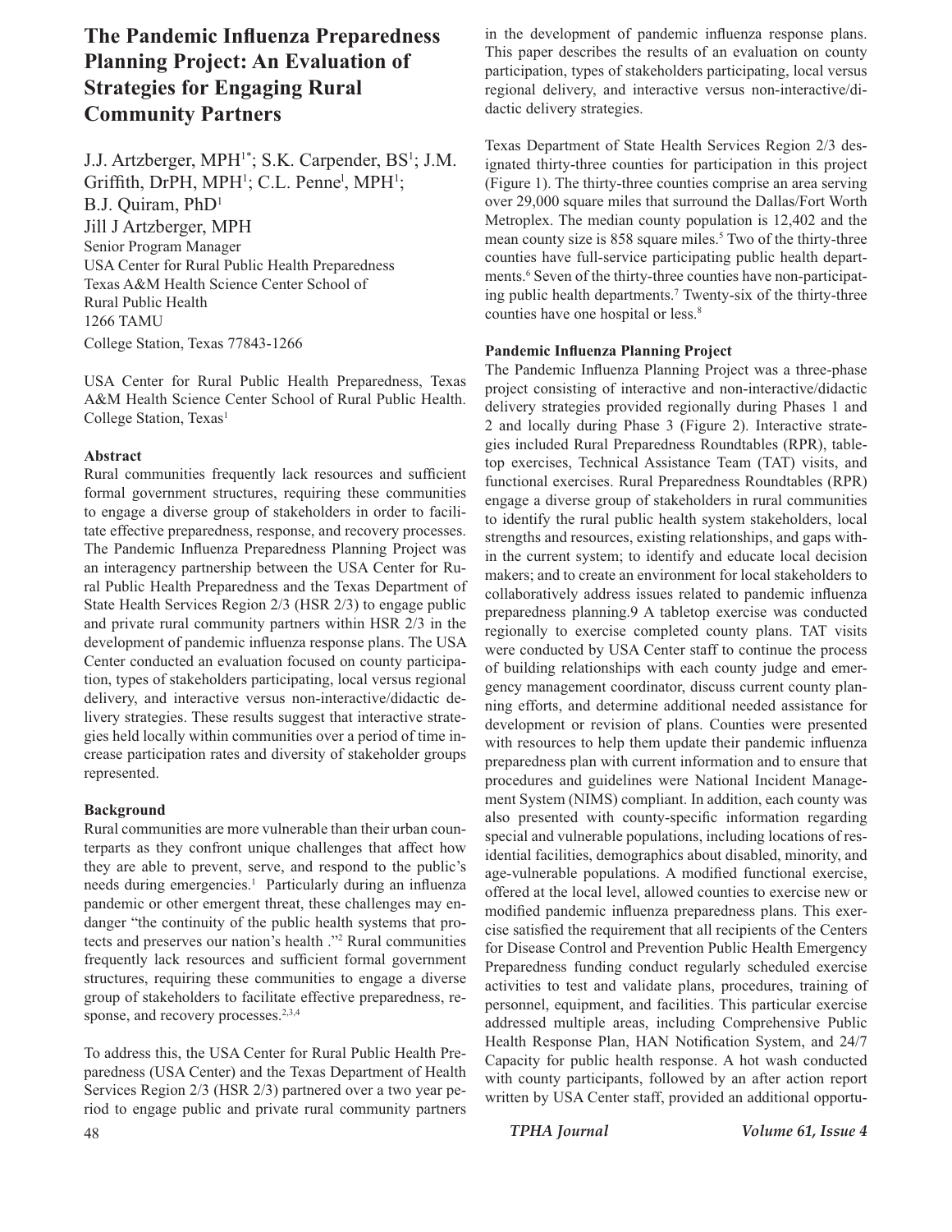# The Pandemic Influenza Preparedness Planning Project: An Evaluation of Strategies for Engaging Rural Community Partners

J.J. Artzberger, MPH[1*]; S.K. Carpender, BS[1]; J.M. Griffith, DrPH, MPH[1]; C.L. Penne[1], MPH[1]; B.J. Quiram, PhD[1]

Jill J Artzberger, MPH
Senior Program Manager
USA Center for Rural Public Health Preparedness
Texas A&M Health Science Center School of Rural Public Health
1266 TAMU
College Station, Texas 77843-1266

USA Center for Rural Public Health Preparedness, Texas A&M Health Science Center School of Rural Public Health. College Station, Texas[1]

**Abstract**

Rural communities frequently lack resources and sufficient formal government structures, requiring these communities to engage a diverse group of stakeholders in order to facilitate effective preparedness, response, and recovery processes. The Pandemic Influenza Preparedness Planning Project was an interagency partnership between the USA Center for Rural Public Health Preparedness and the Texas Department of State Health Services Region 2/3 (HSR 2/3) to engage public and private rural community partners within HSR 2/3 in the development of pandemic influenza response plans. The USA Center conducted an evaluation focused on county participation, types of stakeholders participating, local versus regional delivery, and interactive versus non-interactive/didactic delivery strategies. These results suggest that interactive strategies held locally within communities over a period of time increase participation rates and diversity of stakeholder groups represented.

**Background**

Rural communities are more vulnerable than their urban counterparts as they confront unique challenges that affect how they are able to prevent, serve, and respond to the public's needs during emergencies.[1] Particularly during an influenza pandemic or other emergent threat, these challenges may endanger "the continuity of the public health systems that protects and preserves our nation's health ."[2] Rural communities frequently lack resources and sufficient formal government structures, requiring these communities to engage a diverse group of stakeholders to facilitate effective preparedness, response, and recovery processes.[2,3,4]

To address this, the USA Center for Rural Public Health Preparedness (USA Center) and the Texas Department of Health Services Region 2/3 (HSR 2/3) partnered over a two year period to engage public and private rural community partners in the development of pandemic influenza response plans. This paper describes the results of an evaluation on county participation, types of stakeholders participating, local versus regional delivery, and interactive versus non-interactive/didactic delivery strategies.

Texas Department of State Health Services Region 2/3 designated thirty-three counties for participation in this project (Figure 1). The thirty-three counties comprise an area serving over 29,000 square miles that surround the Dallas/Fort Worth Metroplex. The median county population is 12,402 and the mean county size is 858 square miles.[5] Two of the thirty-three counties have full-service participating public health departments.[6] Seven of the thirty-three counties have non-participating public health departments.[7] Twenty-six of the thirty-three counties have one hospital or less.[8]

**Pandemic Influenza Planning Project**

The Pandemic Influenza Planning Project was a three-phase project consisting of interactive and non-interactive/didactic delivery strategies provided regionally during Phases 1 and 2 and locally during Phase 3 (Figure 2). Interactive strategies included Rural Preparedness Roundtables (RPR), tabletop exercises, Technical Assistance Team (TAT) visits, and functional exercises. Rural Preparedness Roundtables (RPR) engage a diverse group of stakeholders in rural communities to identify the rural public health system stakeholders, local strengths and resources, existing relationships, and gaps within the current system; to identify and educate local decision makers; and to create an environment for local stakeholders to collaboratively address issues related to pandemic influenza preparedness planning.9 A tabletop exercise was conducted regionally to exercise completed county plans. TAT visits were conducted by USA Center staff to continue the process of building relationships with each county judge and emergency management coordinator, discuss current county planning efforts, and determine additional needed assistance for development or revision of plans. Counties were presented with resources to help them update their pandemic influenza preparedness plan with current information and to ensure that procedures and guidelines were National Incident Management System (NIMS) compliant. In addition, each county was also presented with county-specific information regarding special and vulnerable populations, including locations of residential facilities, demographics about disabled, minority, and age-vulnerable populations. A modified functional exercise, offered at the local level, allowed counties to exercise new or modified pandemic influenza preparedness plans. This exercise satisfied the requirement that all recipients of the Centers for Disease Control and Prevention Public Health Emergency Preparedness funding conduct regularly scheduled exercise activities to test and validate plans, procedures, training of personnel, equipment, and facilities. This particular exercise addressed multiple areas, including Comprehensive Public Health Response Plan, HAN Notification System, and 24/7 Capacity for public health response. A hot wash conducted with county participants, followed by an after action report written by USA Center staff, provided an additional opportu-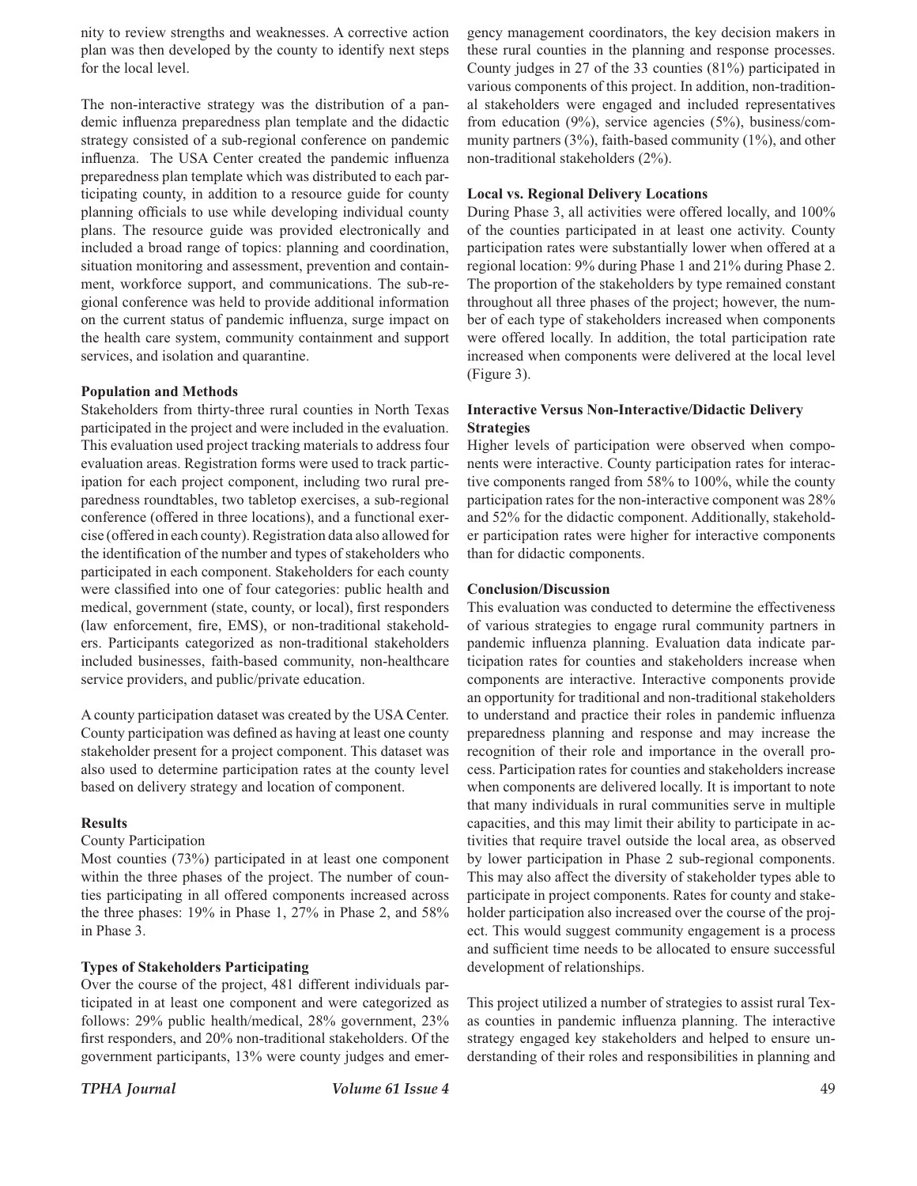nity to review strengths and weaknesses. A corrective action plan was then developed by the county to identify next steps for the local level.

The non-interactive strategy was the distribution of a pandemic influenza preparedness plan template and the didactic strategy consisted of a sub-regional conference on pandemic influenza. The USA Center created the pandemic influenza preparedness plan template which was distributed to each participating county, in addition to a resource guide for county planning officials to use while developing individual county plans. The resource guide was provided electronically and included a broad range of topics: planning and coordination, situation monitoring and assessment, prevention and containment, workforce support, and communications. The sub-regional conference was held to provide additional information on the current status of pandemic influenza, surge impact on the health care system, community containment and support services, and isolation and quarantine.

**Population and Methods**

Stakeholders from thirty-three rural counties in North Texas participated in the project and were included in the evaluation. This evaluation used project tracking materials to address four evaluation areas. Registration forms were used to track participation for each project component, including two rural preparedness roundtables, two tabletop exercises, a sub-regional conference (offered in three locations), and a functional exercise (offered in each county). Registration data also allowed for the identification of the number and types of stakeholders who participated in each component. Stakeholders for each county were classified into one of four categories: public health and medical, government (state, county, or local), first responders (law enforcement, fire, EMS), or non-traditional stakeholders. Participants categorized as non-traditional stakeholders included businesses, faith-based community, non-healthcare service providers, and public/private education.

A county participation dataset was created by the USA Center. County participation was defined as having at least one county stakeholder present for a project component. This dataset was also used to determine participation rates at the county level based on delivery strategy and location of component.

**Results**

County Participation

Most counties (73%) participated in at least one component within the three phases of the project. The number of counties participating in all offered components increased across the three phases: 19% in Phase 1, 27% in Phase 2, and 58% in Phase 3.

**Types of Stakeholders Participating**

Over the course of the project, 481 different individuals participated in at least one component and were categorized as follows: 29% public health/medical, 28% government, 23% first responders, and 20% non-traditional stakeholders. Of the government participants, 13% were county judges and emergency management coordinators, the key decision makers in these rural counties in the planning and response processes. County judges in 27 of the 33 counties (81%) participated in various components of this project. In addition, non-traditional stakeholders were engaged and included representatives from education (9%), service agencies (5%), business/community partners (3%), faith-based community (1%), and other non-traditional stakeholders (2%).

**Local vs. Regional Delivery Locations**

During Phase 3, all activities were offered locally, and 100% of the counties participated in at least one activity. County participation rates were substantially lower when offered at a regional location: 9% during Phase 1 and 21% during Phase 2. The proportion of the stakeholders by type remained constant throughout all three phases of the project; however, the number of each type of stakeholders increased when components were offered locally. In addition, the total participation rate increased when components were delivered at the local level (Figure 3).

**Interactive Versus Non-Interactive/Didactic Delivery Strategies**

Higher levels of participation were observed when components were interactive. County participation rates for interactive components ranged from 58% to 100%, while the county participation rates for the non-interactive component was 28% and 52% for the didactic component. Additionally, stakeholder participation rates were higher for interactive components than for didactic components.

**Conclusion/Discussion**

This evaluation was conducted to determine the effectiveness of various strategies to engage rural community partners in pandemic influenza planning. Evaluation data indicate participation rates for counties and stakeholders increase when components are interactive. Interactive components provide an opportunity for traditional and non-traditional stakeholders to understand and practice their roles in pandemic influenza preparedness planning and response and may increase the recognition of their role and importance in the overall process. Participation rates for counties and stakeholders increase when components are delivered locally. It is important to note that many individuals in rural communities serve in multiple capacities, and this may limit their ability to participate in activities that require travel outside the local area, as observed by lower participation in Phase 2 sub-regional components. This may also affect the diversity of stakeholder types able to participate in project components. Rates for county and stakeholder participation also increased over the course of the project. This would suggest community engagement is a process and sufficient time needs to be allocated to ensure successful development of relationships.

This project utilized a number of strategies to assist rural Texas counties in pandemic influenza planning. The interactive strategy engaged key stakeholders and helped to ensure understanding of their roles and responsibilities in planning and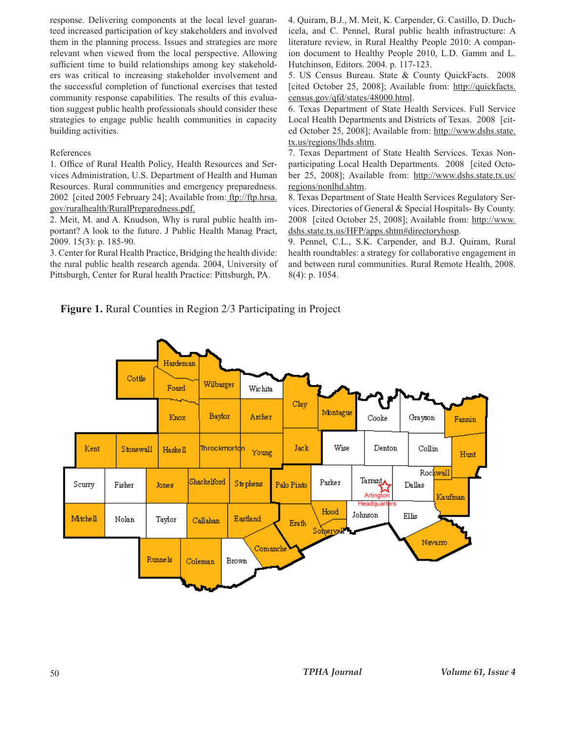response. Delivering components at the local level guaranteed increased participation of key stakeholders and involved them in the planning process. Issues and strategies are more relevant when viewed from the local perspective. Allowing sufficient time to build relationships among key stakeholders was critical to increasing stakeholder involvement and the successful completion of functional exercises that tested community response capabilities. The results of this evaluation suggest public health professionals should consider these strategies to engage public health communities in capacity building activities.

References

1. Office of Rural Health Policy, Health Resources and Services Administration, U.S. Department of Health and Human Resources. Rural communities and emergency preparedness. 2002 [cited 2005 February 24]; Available from: ftp://ftp.hrsa.gov/ruralhealth/RuralPreparedness.pdf.
2. Meit, M. and A. Knudson, Why is rural public health important? A look to the future. J Public Health Manag Pract, 2009. 15(3): p. 185-90.
3. Center for Rural Health Practice, Bridging the health divide: the rural public health research agenda. 2004, University of Pittsburgh, Center for Rural health Practice: Pittsburgh, PA.
4. Quiram, B.J., M. Meit, K. Carpender, G. Castillo, D. Duchicela, and C. Pennel, Rural public health infrastructure: A literature review, in Rural Healthy People 2010: A companion document to Healthy People 2010, L.D. Gamm and L. Hutchinson, Editors. 2004. p. 117-123.
5. US Census Bureau. State & County QuickFacts. 2008 [cited October 25, 2008]; Available from: http://quickfacts.census.gov/qfd/states/48000.html.
6. Texas Department of State Health Services. Full Service Local Health Departments and Districts of Texas. 2008 [cited October 25, 2008]; Available from: http://www.dshs.state.tx.us/regions/lhds.shtm.
7. Texas Department of State Health Services. Texas Nonparticipating Local Health Departments. 2008 [cited October 25, 2008]; Available from: http://www.dshs.state.tx.us/regions/nonlhd.shtm.
8. Texas Department of State Health Services Regulatory Services. Directories of General & Special Hospitals- By County. 2008 [cited October 25, 2008]; Available from: http://www.dshs.state.tx.us/HFP/apps.shtm#directoryhosp.
9. Pennel, C.L., S.K. Carpender, and B.J. Quiram, Rural health roundtables: a strategy for collaborative engagement in and between rural communities. Rural Remote Health, 2008. 8(4): p. 1054.

**Figure 1.** Rural Counties in Region 2/3 Participating in Project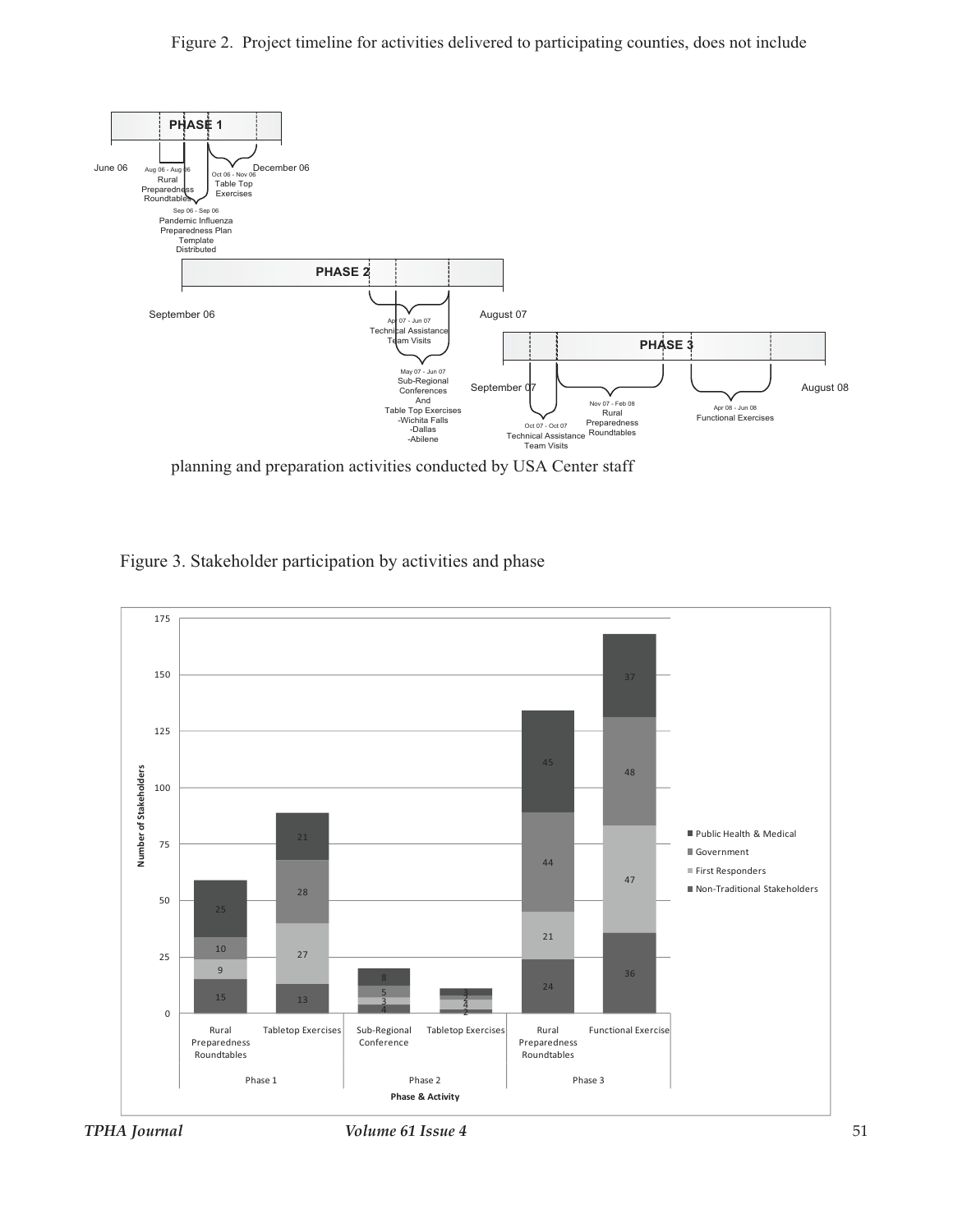Figure 2. Project timeline for activities delivered to participating counties, does not include planning and preparation activities conducted by USA Center staff

PHASE 1

June 06

Aug 06 - Aug 06
Rural Preparedness Roundtables

Sep 06 - Sep 06
Pandemic Influenza Preparedness Plan Template Distributed

Oct 06 - Nov 06
Table Top Exercises

December 06

PHASE 2

September 06

Apr 07 - Jun 07
Technical Assistance Team Visits

May 07 - Jun 07
Sub-Regional Conferences And Table Top Exercises
-Wichita Falls
-Dallas
-Abilene

August 07

PHASE 3

September 07

Oct 07 - Oct 07
Technical Assistance Team Visits

Nov 07 - Feb 08
Rural Preparedness Roundtables

Apr 08 - Jun 08
Functional Exercises

August 08

Figure 3. Stakeholder participation by activities and phase

Number of Stakeholders

0
25
50
75
100
125
150
175

15
9
10
25

13
27
28
21

4
3
5
8

2
4
2
3

24
21
44
45

36
47
48
37

Rural Preparedness Roundtables
Tabletop Exercises
Phase 1

Sub-Regional Conference
Tabletop Exercises
Phase 2

Rural Preparedness Roundtables
Functional Exercise
Phase 3

Phase & Activity

Public Health & Medical
Government
First Responders
Non-Traditional Stakeholders